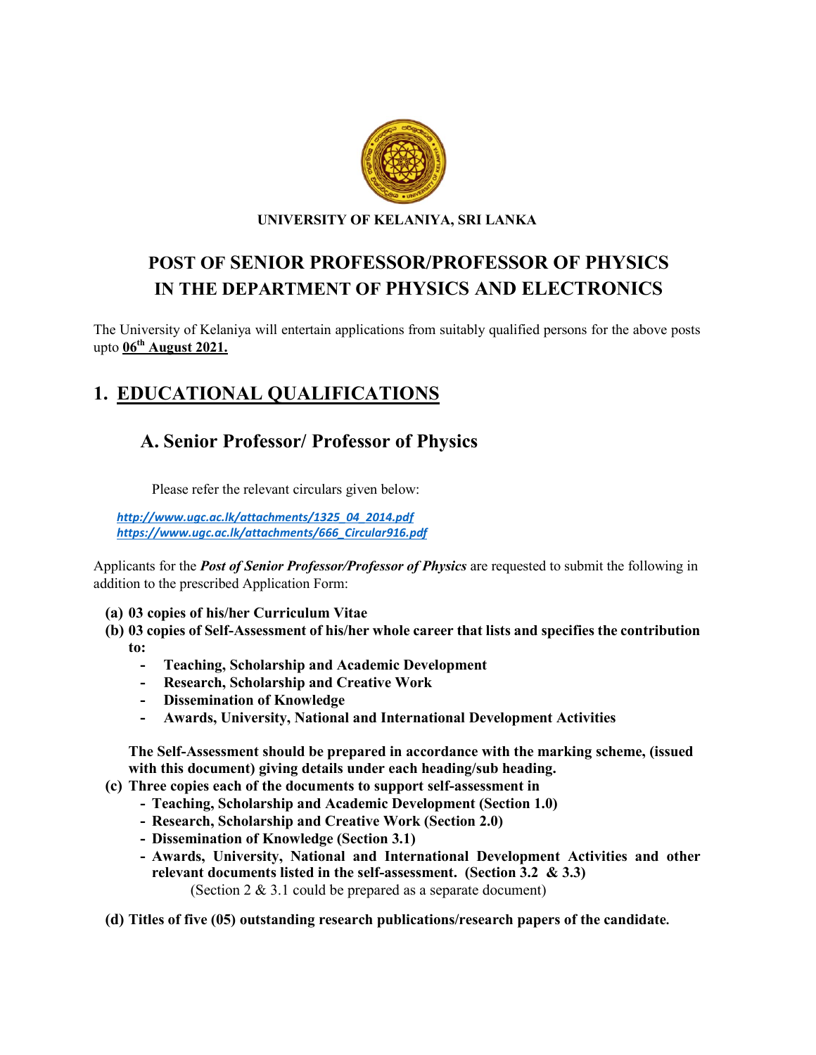**UNIVERSITY OF KELANIYA, SRI LANKA**

# POST OF SENIOR PROFESSOR/PROFESSOR OF PHYSICS IN THE DEPARTMENT OF PHYSICS AND ELECTRONICS

The University of Kelaniya will entertain applications from suitably qualified persons for the above posts upto **06th August 2021.**

## 1. EDUCATIONAL QUALIFICATIONS

### A. Senior Professor/ Professor of Physics

Please refer the relevant circulars given below:

*http://www.ugc.ac.lk/attachments/1325_04_2014.pdf*
*https://www.ugc.ac.lk/attachments/666_Circular916.pdf*

Applicants for the ***Post of Senior Professor/Professor of Physics*** are requested to submit the following in addition to the prescribed Application Form:

**(a) 03 copies of his/her Curriculum Vitae**

**(b) 03 copies of Self-Assessment of his/her whole career that lists and specifies the contribution to:**
- **Teaching, Scholarship and Academic Development**
- **Research, Scholarship and Creative Work**
- **Dissemination of Knowledge**
- **Awards, University, National and International Development Activities**

**The Self-Assessment should be prepared in accordance with the marking scheme, (issued with this document) giving details under each heading/sub heading.**

**(c) Three copies each of the documents to support self-assessment in**
- **Teaching, Scholarship and Academic Development (Section 1.0)**
- **Research, Scholarship and Creative Work (Section 2.0)**
- **Dissemination of Knowledge (Section 3.1)**
- **Awards, University, National and International Development Activities and other relevant documents listed in the self-assessment. (Section 3.2 & 3.3)**

(Section 2 & 3.1 could be prepared as a separate document)

**(d) Titles of five (05) outstanding research publications/research papers of the candidate.**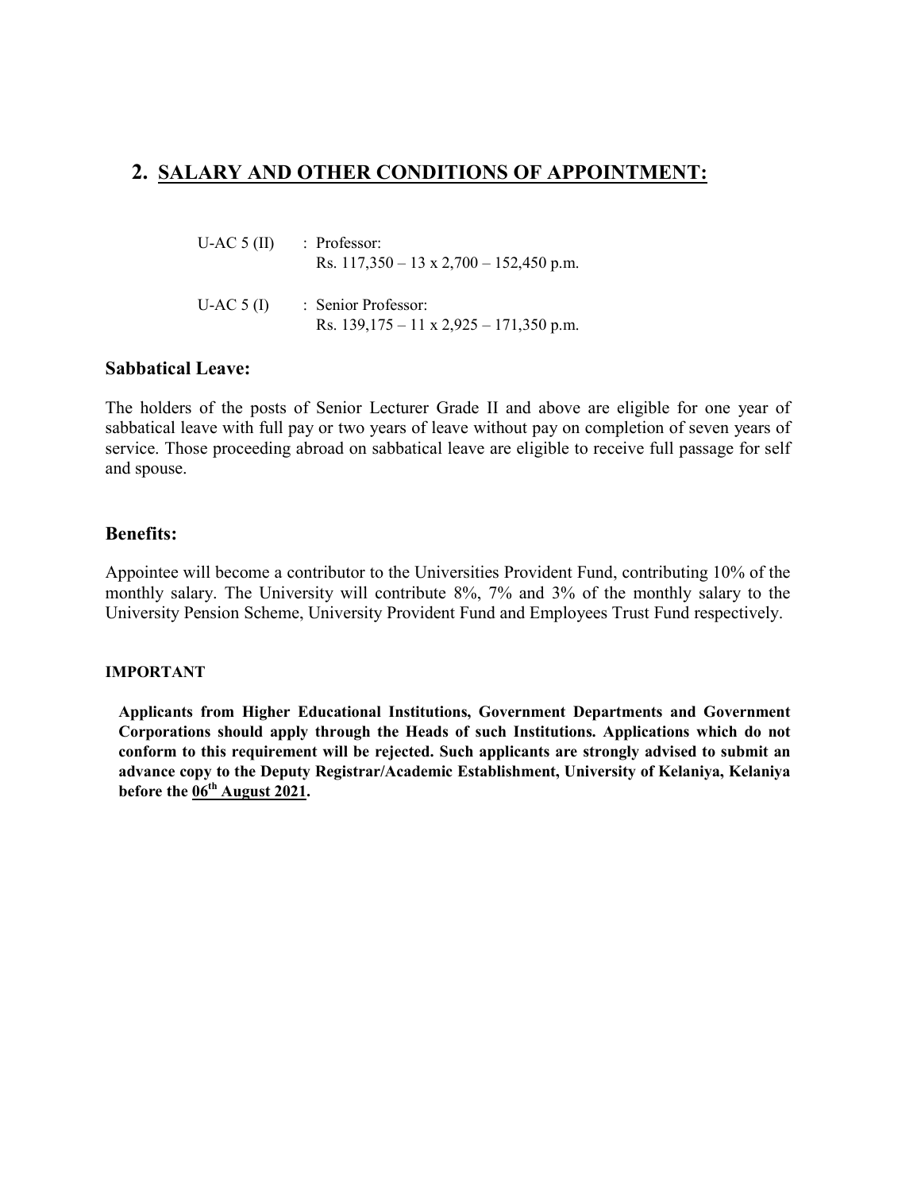## 2. SALARY AND OTHER CONDITIONS OF APPOINTMENT:

U-AC 5 (II) : Professor:
Rs. 117,350 – 13 x 2,700 – 152,450 p.m.

U-AC 5 (I) : Senior Professor:
Rs. 139,175 – 11 x 2,925 – 171,350 p.m.

### Sabbatical Leave:

The holders of the posts of Senior Lecturer Grade II and above are eligible for one year of sabbatical leave with full pay or two years of leave without pay on completion of seven years of service. Those proceeding abroad on sabbatical leave are eligible to receive full passage for self and spouse.

### Benefits:

Appointee will become a contributor to the Universities Provident Fund, contributing 10% of the monthly salary. The University will contribute 8%, 7% and 3% of the monthly salary to the University Pension Scheme, University Provident Fund and Employees Trust Fund respectively.

**IMPORTANT**

**Applicants from Higher Educational Institutions, Government Departments and Government Corporations should apply through the Heads of such Institutions. Applications which do not conform to this requirement will be rejected. Such applicants are strongly advised to submit an advance copy to the Deputy Registrar/Academic Establishment, University of Kelaniya, Kelaniya before the 06th August 2021.**